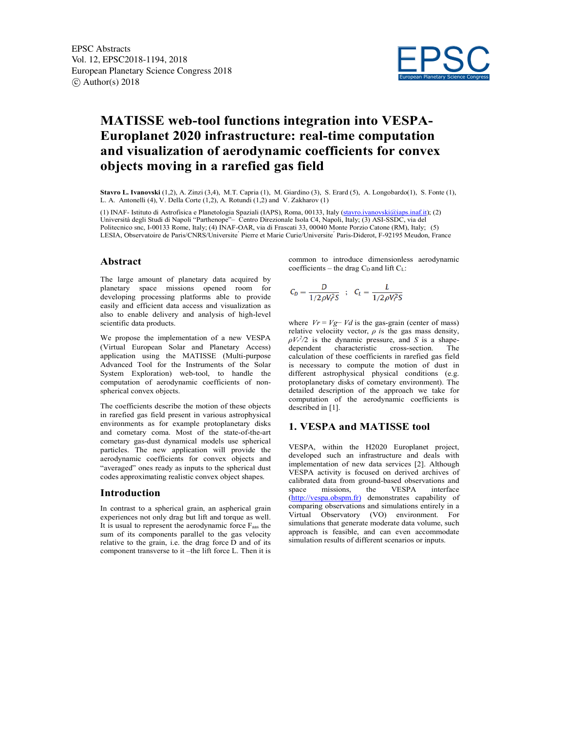EPSC Abstracts
Vol. 12, EPSC2018-1194, 2018
European Planetary Science Congress 2018
© Author(s) 2018

# MATISSE web-tool functions integration into VESPA-Europlanet 2020 infrastructure: real-time computation and visualization of aerodynamic coefficients for convex objects moving in a rarefied gas field

**Stavro L. Ivanovski** (1,2), A. Zinzi (3,4), M.T. Capria (1), M. Giardino (3), S. Erard (5), A. Longobardo(1), S. Fonte (1), L. A. Antonelli (4), V. Della Corte (1,2), A. Rotundi (1,2) and V. Zakharov (1)

(1) INAF- Istituto di Astrofisica e Planetologia Spaziali (IAPS), Roma, 00133, Italy (stavro.ivanovski@iaps.inaf.it); (2) Università degli Studi di Napoli "Parthenope"– Centro Direzionale Isola C4, Napoli, Italy; (3) ASI-SSDC, via del Politecnico snc, I-00133 Rome, Italy; (4) INAF-OAR, via di Frascati 33, 00040 Monte Porzio Catone (RM), Italy; (5) LESIA, Observatoire de Paris/CNRS/Universite´ Pierre et Marie Curie/Universite´ Paris-Diderot, F-92195 Meudon, France

## Abstract

The large amount of planetary data acquired by planetary space missions opened room for developing processing platforms able to provide easily and efficient data access and visualization as also to enable delivery and analysis of high-level scientific data products.

We propose the implementation of a new VESPA (Virtual European Solar and Planetary Access) application using the MATISSE (Multi-purpose Advanced Tool for the Instruments of the Solar System Exploration) web-tool, to handle the computation of aerodynamic coefficients of non-spherical convex objects.

The coefficients describe the motion of these objects in rarefied gas field present in various astrophysical environments as for example protoplanetary disks and cometary coma. Most of the state-of-the-art cometary gas-dust dynamical models use spherical particles. The new application will provide the aerodynamic coefficients for convex objects and "averaged" ones ready as inputs to the spherical dust codes approximating realistic convex object shapes.

## Introduction

In contrast to a spherical grain, an aspherical grain experiences not only drag but lift and torque as well. It is usual to represent the aerodynamic force $F_{aas}$ the sum of its components parallel to the gas velocity relative to the grain, i.e. the drag force D and of its component transverse to it –the lift force L. Then it is common to introduce dimensionless aerodynamic coefficients – the drag $C_D$ and lift $C_L$:

$$C_D = \frac{D}{1/2\rho V_r^2 S} \quad ; \quad C_L = \frac{L}{1/2\rho V_r^2 S}$$

where $Vr = Vg - Vd$ is the gas-grain (center of mass) relative velocity vector, $\rho$ is the gas mass density, $\rho V_r^2/2$ is the dynamic pressure, and $S$ is a shape-dependent characteristic cross-section. The calculation of these coefficients in rarefied gas field is necessary to compute the motion of dust in different astrophysical physical conditions (e.g. protoplanetary disks of cometary environment). The detailed description of the approach we take for computation of the aerodynamic coefficients is described in [1].

## 1. VESPA and MATISSE tool

VESPA, within the H2020 Europlanet project, developed such an infrastructure and deals with implementation of new data services [2]. Although VESPA activity is focused on derived archives of calibrated data from ground-based observations and space missions, the VESPA interface (http://vespa.obspm.fr) demonstrates capability of comparing observations and simulations entirely in a Virtual Observatory (VO) environment. For simulations that generate moderate data volume, such approach is feasible, and can even accommodate simulation results of different scenarios or inputs.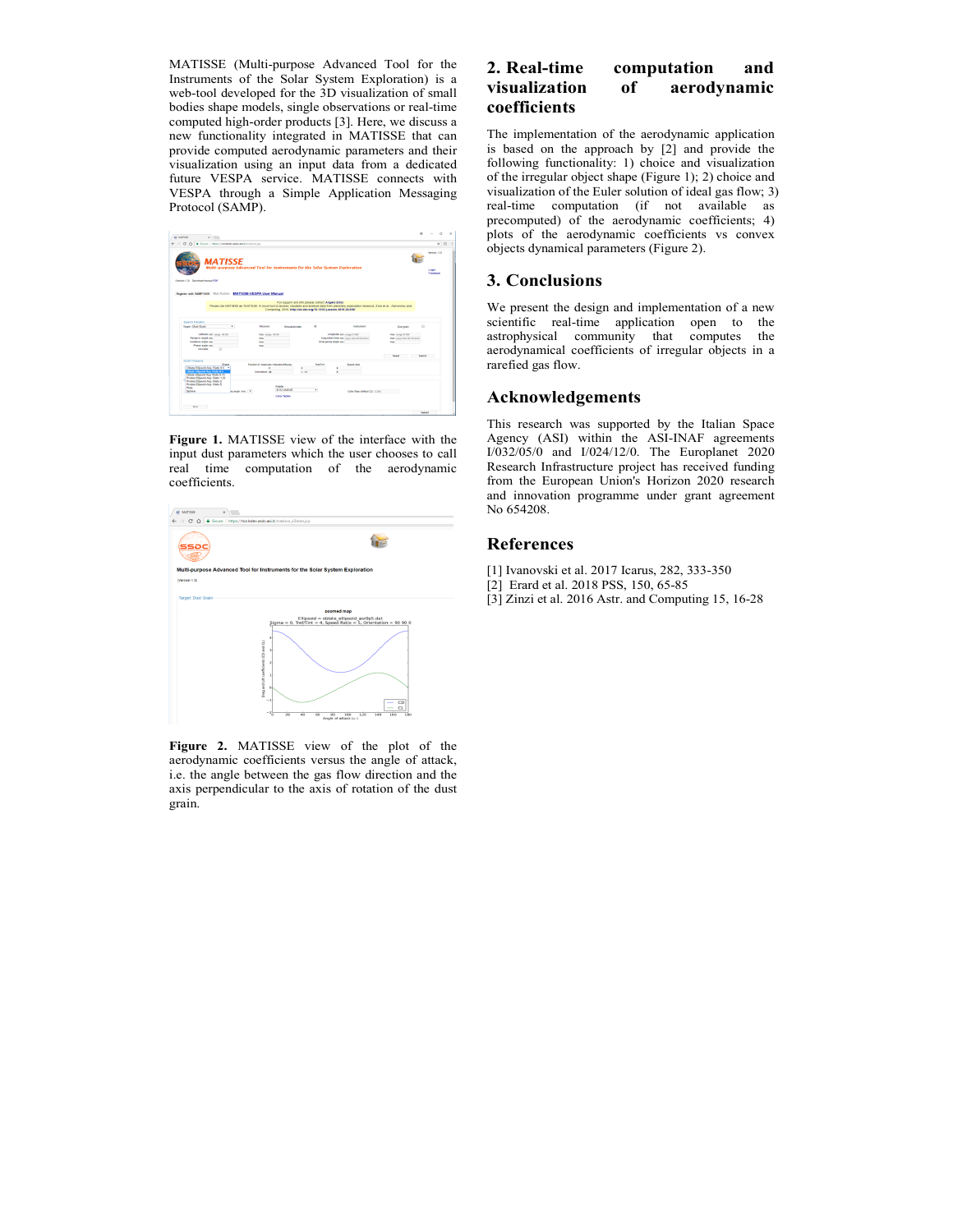MATISSE (Multi-purpose Advanced Tool for the Instruments of the Solar System Exploration) is a web-tool developed for the 3D visualization of small bodies shape models, single observations or real-time computed high-order products [3]. Here, we discuss a new functionality integrated in MATISSE that can provide computed aerodynamic parameters and their visualization using an input data from a dedicated future VESPA service. MATISSE connects with VESPA through a Simple Application Messaging Protocol (SAMP).

**Figure 1.** MATISSE view of the interface with the input dust parameters which the user chooses to call real time computation of the aerodynamic coefficients.

zoomed map

Ellipsoid = oblate_ellipsoid_asr0p5.dat

Sigma = 0, Tref/Tinf = 4, Speed Ratio = 5, Orientation = 90 90 0

Drag and Lift coefficients (CD and CL)

Angle of attack (α)

CD

CL

**Figure 2.** MATISSE view of the plot of the aerodynamic coefficients versus the angle of attack, i.e. the angle between the gas flow direction and the axis perpendicular to the axis of rotation of the dust grain.

## 2. Real-time computation and visualization of aerodynamic coefficients

The implementation of the aerodynamic application is based on the approach by [2] and provide the following functionality: 1) choice and visualization of the irregular object shape (Figure 1); 2) choice and visualization of the Euler solution of ideal gas flow; 3) real-time computation (if not available as precomputed) of the aerodynamic coefficients; 4) plots of the aerodynamic coefficients vs convex objects dynamical parameters (Figure 2).

## 3. Conclusions

We present the design and implementation of a new scientific real-time application open to the astrophysical community that computes the aerodynamic coefficients of irregular objects in a rarefied gas flow.

## Acknowledgements

This research was supported by the Italian Space Agency (ASI) within the ASI-INAF agreements I/032/05/0 and I/024/12/0. The Europlanet 2020 Research Infrastructure project has received funding from the European Union's Horizon 2020 research and innovation programme under grant agreement No 654208.

## References

[1] Ivanovski et al. 2017 Icarus, 282, 333-350

[2] Erard et al. 2018 PSS, 150, 65-85

[3] Zinzi et al. 2016 Astr. and Computing 15, 16-28